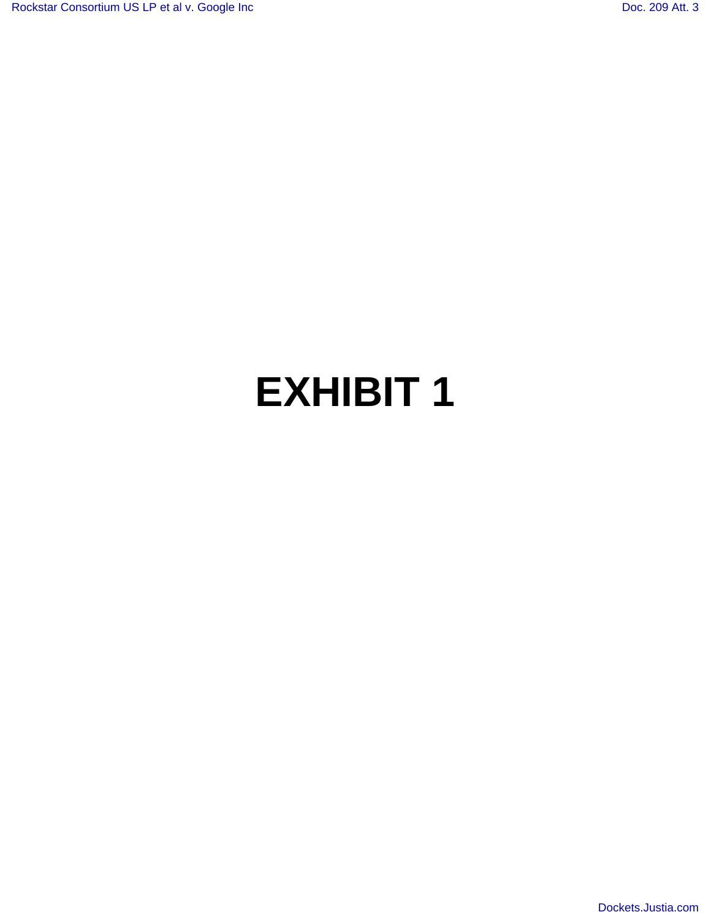# EXHIBIT 1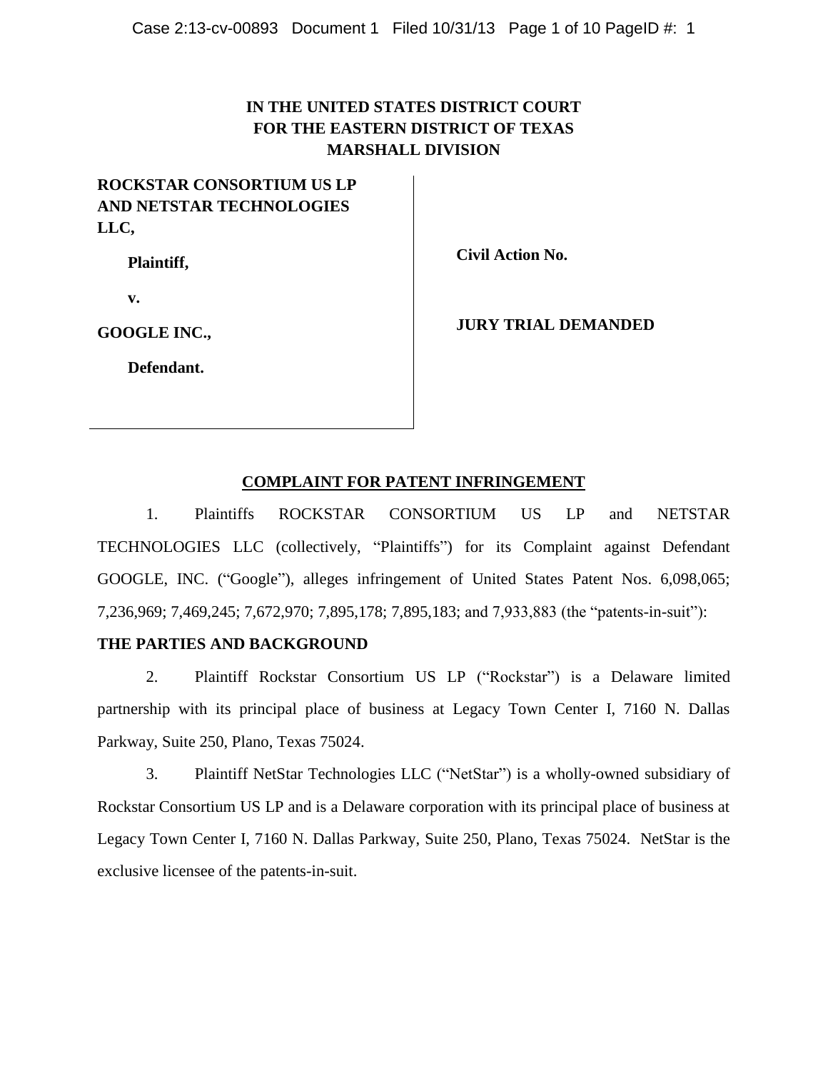# IN THE UNITED STATES DISTRICT COURT FOR THE EASTERN DISTRICT OF TEXAS MARSHALL DIVISION

**ROCKSTAR CONSORTIUM US LP AND NETSTAR TECHNOLOGIES LLC,**

**Plaintiff,**

**v.**

**GOOGLE INC.,**

**Defendant.**

**Civil Action No.**

**JURY TRIAL DEMANDED**

## COMPLAINT FOR PATENT INFRINGEMENT

1. Plaintiffs ROCKSTAR CONSORTIUM US LP and NETSTAR TECHNOLOGIES LLC (collectively, "Plaintiffs") for its Complaint against Defendant GOOGLE, INC. ("Google"), alleges infringement of United States Patent Nos. 6,098,065; 7,236,969; 7,469,245; 7,672,970; 7,895,178; 7,895,183; and 7,933,883 (the "patents-in-suit"):

### THE PARTIES AND BACKGROUND

2. Plaintiff Rockstar Consortium US LP ("Rockstar") is a Delaware limited partnership with its principal place of business at Legacy Town Center I, 7160 N. Dallas Parkway, Suite 250, Plano, Texas 75024.

3. Plaintiff NetStar Technologies LLC ("NetStar") is a wholly-owned subsidiary of Rockstar Consortium US LP and is a Delaware corporation with its principal place of business at Legacy Town Center I, 7160 N. Dallas Parkway, Suite 250, Plano, Texas 75024. NetStar is the exclusive licensee of the patents-in-suit.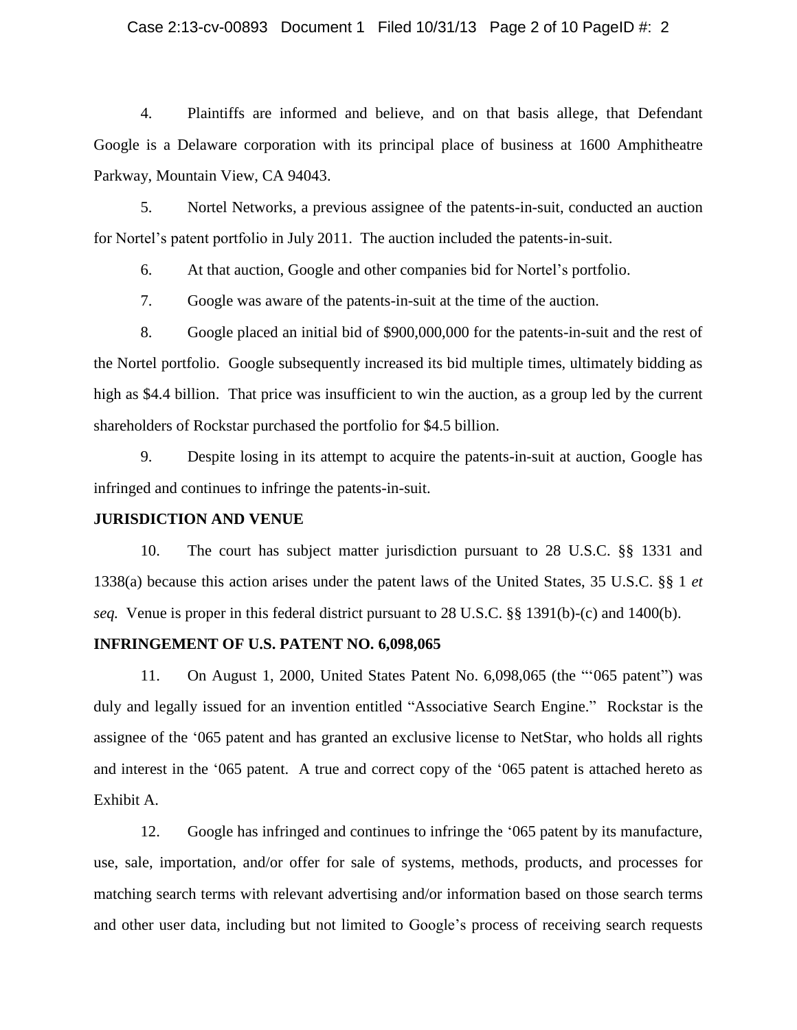4. Plaintiffs are informed and believe, and on that basis allege, that Defendant Google is a Delaware corporation with its principal place of business at 1600 Amphitheatre Parkway, Mountain View, CA 94043.

5. Nortel Networks, a previous assignee of the patents-in-suit, conducted an auction for Nortel's patent portfolio in July 2011. The auction included the patents-in-suit.

6. At that auction, Google and other companies bid for Nortel's portfolio.

7. Google was aware of the patents-in-suit at the time of the auction.

8. Google placed an initial bid of $900,000,000 for the patents-in-suit and the rest of the Nortel portfolio. Google subsequently increased its bid multiple times, ultimately bidding as high as $4.4 billion. That price was insufficient to win the auction, as a group led by the current shareholders of Rockstar purchased the portfolio for $4.5 billion.

9. Despite losing in its attempt to acquire the patents-in-suit at auction, Google has infringed and continues to infringe the patents-in-suit.

**JURISDICTION AND VENUE**

10. The court has subject matter jurisdiction pursuant to 28 U.S.C. §§ 1331 and 1338(a) because this action arises under the patent laws of the United States, 35 U.S.C. §§ 1 *et seq.* Venue is proper in this federal district pursuant to 28 U.S.C. §§ 1391(b)-(c) and 1400(b).

**INFRINGEMENT OF U.S. PATENT NO. 6,098,065**

11. On August 1, 2000, United States Patent No. 6,098,065 (the "'065 patent") was duly and legally issued for an invention entitled "Associative Search Engine." Rockstar is the assignee of the '065 patent and has granted an exclusive license to NetStar, who holds all rights and interest in the '065 patent. A true and correct copy of the '065 patent is attached hereto as Exhibit A.

12. Google has infringed and continues to infringe the '065 patent by its manufacture, use, sale, importation, and/or offer for sale of systems, methods, products, and processes for matching search terms with relevant advertising and/or information based on those search terms and other user data, including but not limited to Google's process of receiving search requests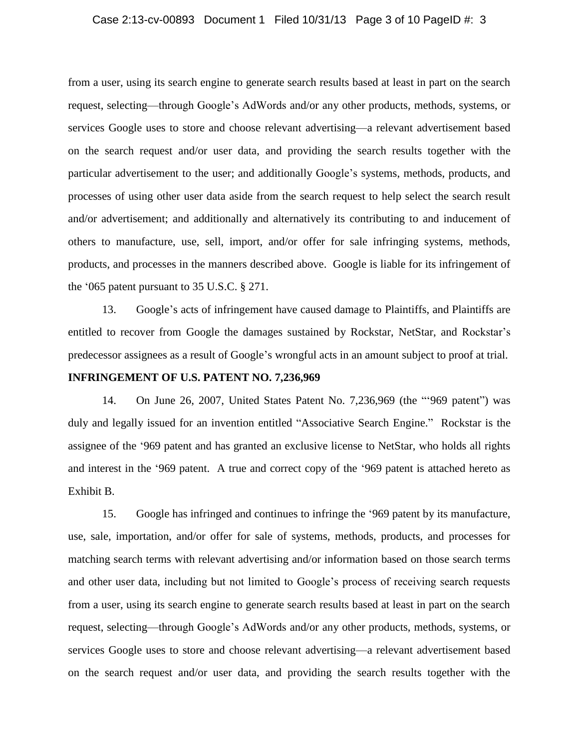from a user, using its search engine to generate search results based at least in part on the search request, selecting—through Google's AdWords and/or any other products, methods, systems, or services Google uses to store and choose relevant advertising—a relevant advertisement based on the search request and/or user data, and providing the search results together with the particular advertisement to the user; and additionally Google's systems, methods, products, and processes of using other user data aside from the search request to help select the search result and/or advertisement; and additionally and alternatively its contributing to and inducement of others to manufacture, use, sell, import, and/or offer for sale infringing systems, methods, products, and processes in the manners described above. Google is liable for its infringement of the '065 patent pursuant to 35 U.S.C. § 271.

13. Google's acts of infringement have caused damage to Plaintiffs, and Plaintiffs are entitled to recover from Google the damages sustained by Rockstar, NetStar, and Rockstar's predecessor assignees as a result of Google's wrongful acts in an amount subject to proof at trial.

**INFRINGEMENT OF U.S. PATENT NO. 7,236,969**

14. On June 26, 2007, United States Patent No. 7,236,969 (the "'969 patent") was duly and legally issued for an invention entitled "Associative Search Engine." Rockstar is the assignee of the '969 patent and has granted an exclusive license to NetStar, who holds all rights and interest in the '969 patent. A true and correct copy of the '969 patent is attached hereto as Exhibit B.

15. Google has infringed and continues to infringe the '969 patent by its manufacture, use, sale, importation, and/or offer for sale of systems, methods, products, and processes for matching search terms with relevant advertising and/or information based on those search terms and other user data, including but not limited to Google's process of receiving search requests from a user, using its search engine to generate search results based at least in part on the search request, selecting—through Google's AdWords and/or any other products, methods, systems, or services Google uses to store and choose relevant advertising—a relevant advertisement based on the search request and/or user data, and providing the search results together with the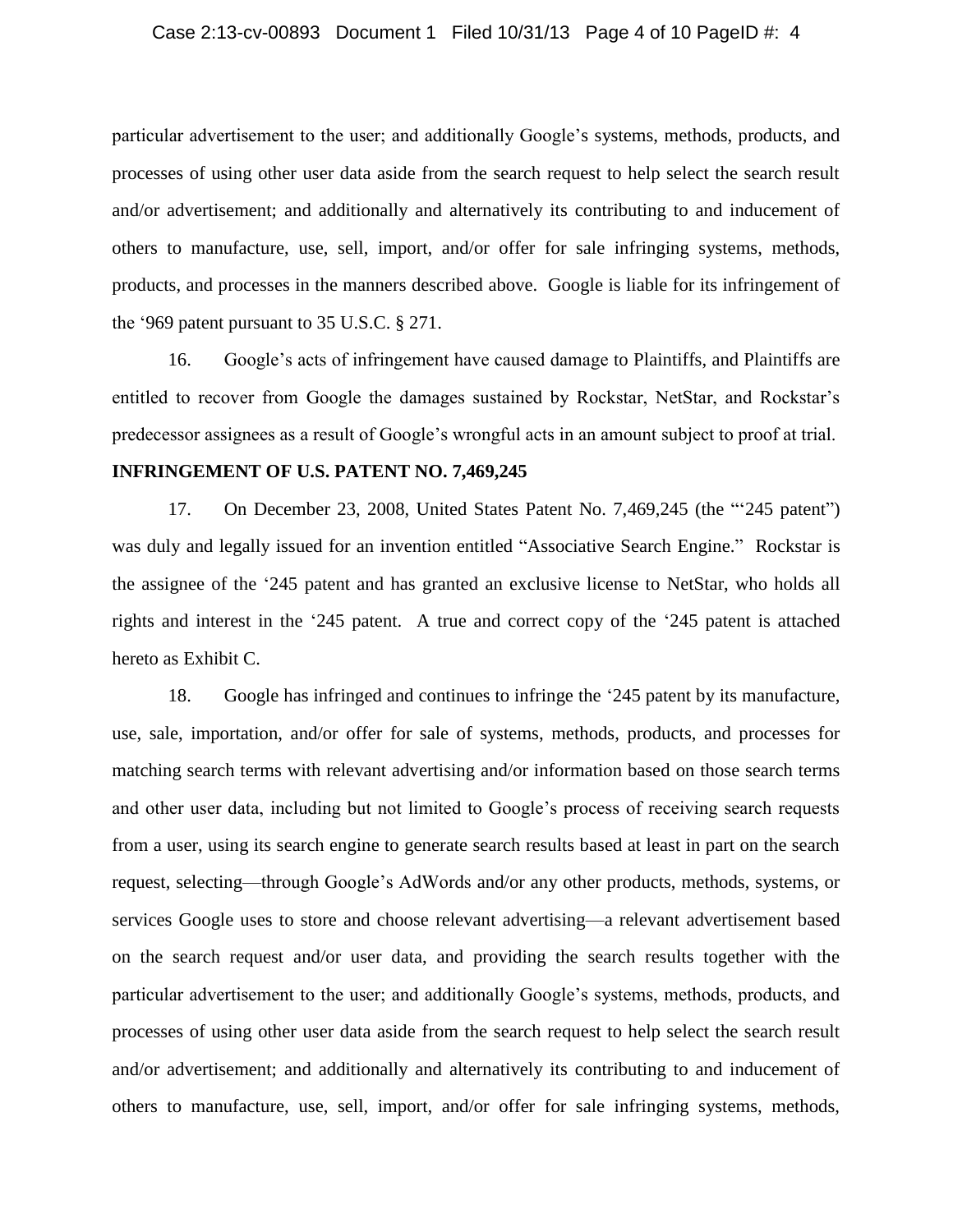particular advertisement to the user; and additionally Google's systems, methods, products, and processes of using other user data aside from the search request to help select the search result and/or advertisement; and additionally and alternatively its contributing to and inducement of others to manufacture, use, sell, import, and/or offer for sale infringing systems, methods, products, and processes in the manners described above. Google is liable for its infringement of the '969 patent pursuant to 35 U.S.C. § 271.

16. Google's acts of infringement have caused damage to Plaintiffs, and Plaintiffs are entitled to recover from Google the damages sustained by Rockstar, NetStar, and Rockstar's predecessor assignees as a result of Google's wrongful acts in an amount subject to proof at trial.

**INFRINGEMENT OF U.S. PATENT NO. 7,469,245**

17. On December 23, 2008, United States Patent No. 7,469,245 (the "'245 patent") was duly and legally issued for an invention entitled "Associative Search Engine." Rockstar is the assignee of the '245 patent and has granted an exclusive license to NetStar, who holds all rights and interest in the '245 patent. A true and correct copy of the '245 patent is attached hereto as Exhibit C.

18. Google has infringed and continues to infringe the '245 patent by its manufacture, use, sale, importation, and/or offer for sale of systems, methods, products, and processes for matching search terms with relevant advertising and/or information based on those search terms and other user data, including but not limited to Google's process of receiving search requests from a user, using its search engine to generate search results based at least in part on the search request, selecting—through Google's AdWords and/or any other products, methods, systems, or services Google uses to store and choose relevant advertising—a relevant advertisement based on the search request and/or user data, and providing the search results together with the particular advertisement to the user; and additionally Google's systems, methods, products, and processes of using other user data aside from the search request to help select the search result and/or advertisement; and additionally and alternatively its contributing to and inducement of others to manufacture, use, sell, import, and/or offer for sale infringing systems, methods,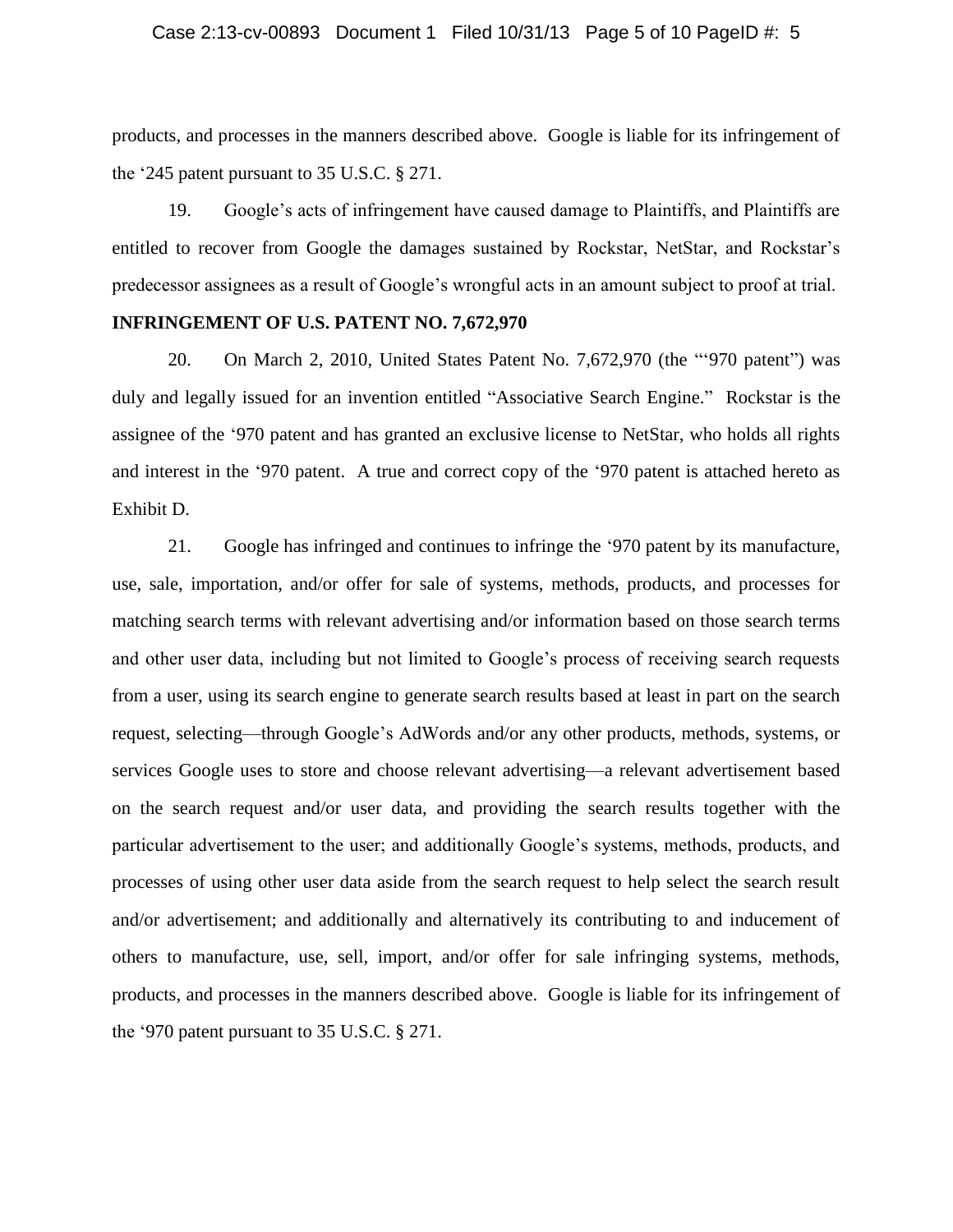products, and processes in the manners described above. Google is liable for its infringement of the '245 patent pursuant to 35 U.S.C. § 271.

19. Google's acts of infringement have caused damage to Plaintiffs, and Plaintiffs are entitled to recover from Google the damages sustained by Rockstar, NetStar, and Rockstar's predecessor assignees as a result of Google's wrongful acts in an amount subject to proof at trial.

**INFRINGEMENT OF U.S. PATENT NO. 7,672,970**

20. On March 2, 2010, United States Patent No. 7,672,970 (the "'970 patent") was duly and legally issued for an invention entitled "Associative Search Engine." Rockstar is the assignee of the '970 patent and has granted an exclusive license to NetStar, who holds all rights and interest in the '970 patent. A true and correct copy of the '970 patent is attached hereto as Exhibit D.

21. Google has infringed and continues to infringe the '970 patent by its manufacture, use, sale, importation, and/or offer for sale of systems, methods, products, and processes for matching search terms with relevant advertising and/or information based on those search terms and other user data, including but not limited to Google's process of receiving search requests from a user, using its search engine to generate search results based at least in part on the search request, selecting—through Google's AdWords and/or any other products, methods, systems, or services Google uses to store and choose relevant advertising—a relevant advertisement based on the search request and/or user data, and providing the search results together with the particular advertisement to the user; and additionally Google's systems, methods, products, and processes of using other user data aside from the search request to help select the search result and/or advertisement; and additionally and alternatively its contributing to and inducement of others to manufacture, use, sell, import, and/or offer for sale infringing systems, methods, products, and processes in the manners described above. Google is liable for its infringement of the '970 patent pursuant to 35 U.S.C. § 271.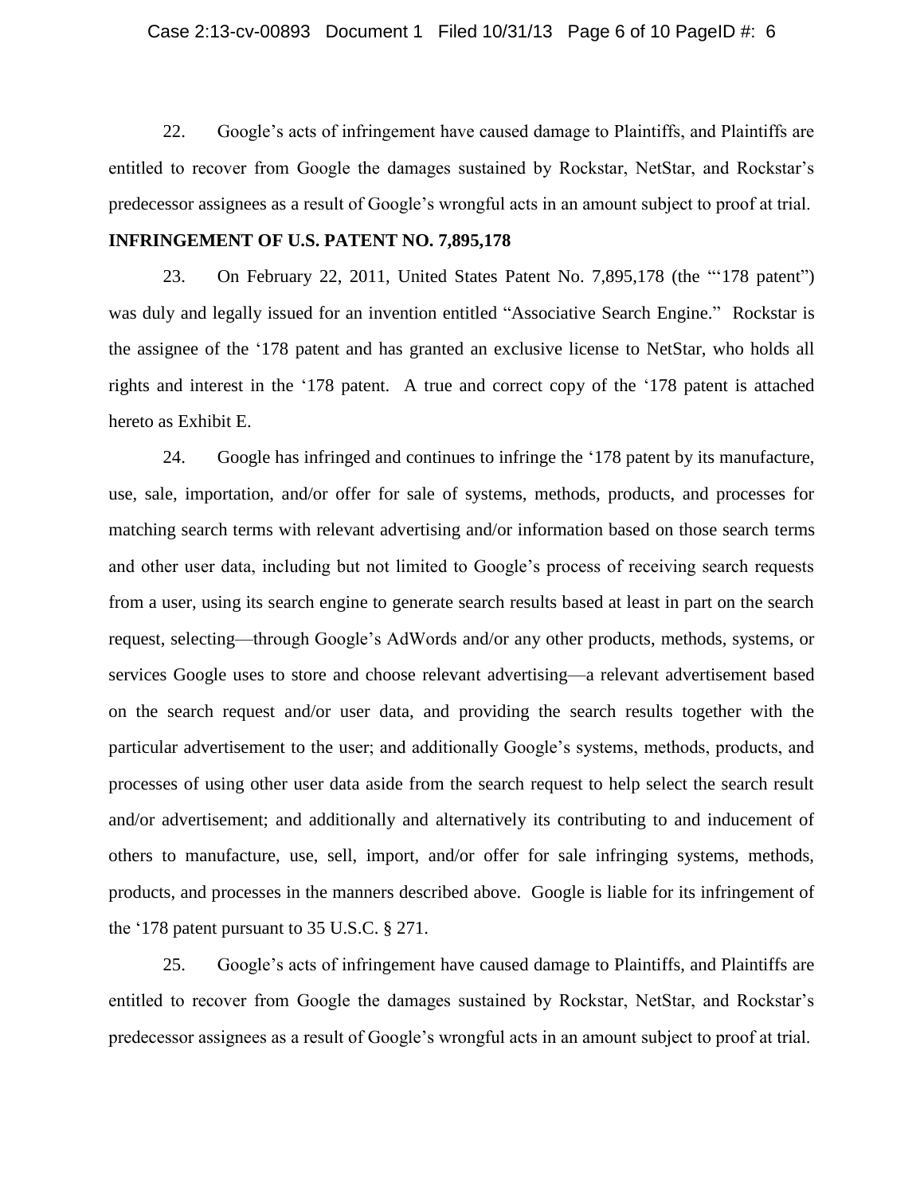22. Google's acts of infringement have caused damage to Plaintiffs, and Plaintiffs are entitled to recover from Google the damages sustained by Rockstar, NetStar, and Rockstar's predecessor assignees as a result of Google's wrongful acts in an amount subject to proof at trial.

**INFRINGEMENT OF U.S. PATENT NO. 7,895,178**

23. On February 22, 2011, United States Patent No. 7,895,178 (the "'178 patent") was duly and legally issued for an invention entitled "Associative Search Engine." Rockstar is the assignee of the '178 patent and has granted an exclusive license to NetStar, who holds all rights and interest in the '178 patent. A true and correct copy of the '178 patent is attached hereto as Exhibit E.

24. Google has infringed and continues to infringe the '178 patent by its manufacture, use, sale, importation, and/or offer for sale of systems, methods, products, and processes for matching search terms with relevant advertising and/or information based on those search terms and other user data, including but not limited to Google's process of receiving search requests from a user, using its search engine to generate search results based at least in part on the search request, selecting—through Google's AdWords and/or any other products, methods, systems, or services Google uses to store and choose relevant advertising—a relevant advertisement based on the search request and/or user data, and providing the search results together with the particular advertisement to the user; and additionally Google's systems, methods, products, and processes of using other user data aside from the search request to help select the search result and/or advertisement; and additionally and alternatively its contributing to and inducement of others to manufacture, use, sell, import, and/or offer for sale infringing systems, methods, products, and processes in the manners described above. Google is liable for its infringement of the '178 patent pursuant to 35 U.S.C. § 271.

25. Google's acts of infringement have caused damage to Plaintiffs, and Plaintiffs are entitled to recover from Google the damages sustained by Rockstar, NetStar, and Rockstar's predecessor assignees as a result of Google's wrongful acts in an amount subject to proof at trial.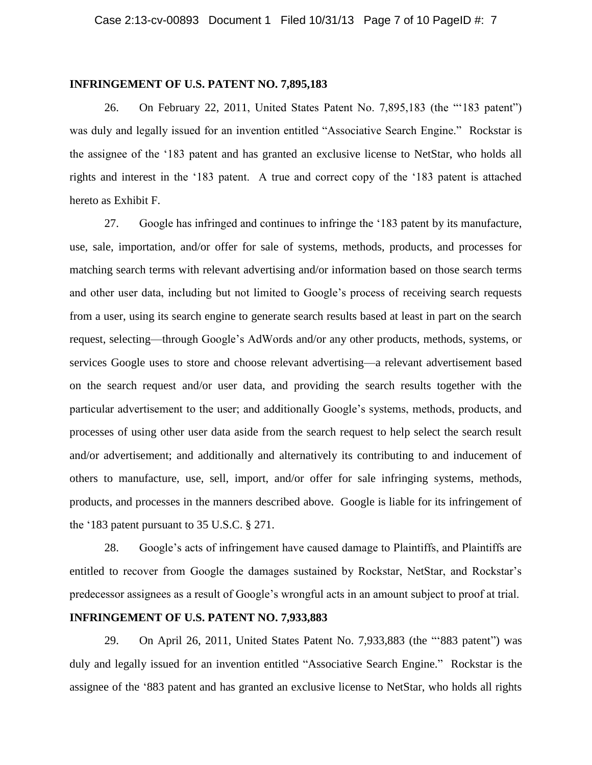**INFRINGEMENT OF U.S. PATENT NO. 7,895,183**

26. On February 22, 2011, United States Patent No. 7,895,183 (the "'183 patent") was duly and legally issued for an invention entitled "Associative Search Engine." Rockstar is the assignee of the '183 patent and has granted an exclusive license to NetStar, who holds all rights and interest in the '183 patent. A true and correct copy of the '183 patent is attached hereto as Exhibit F.

27. Google has infringed and continues to infringe the '183 patent by its manufacture, use, sale, importation, and/or offer for sale of systems, methods, products, and processes for matching search terms with relevant advertising and/or information based on those search terms and other user data, including but not limited to Google's process of receiving search requests from a user, using its search engine to generate search results based at least in part on the search request, selecting—through Google's AdWords and/or any other products, methods, systems, or services Google uses to store and choose relevant advertising—a relevant advertisement based on the search request and/or user data, and providing the search results together with the particular advertisement to the user; and additionally Google's systems, methods, products, and processes of using other user data aside from the search request to help select the search result and/or advertisement; and additionally and alternatively its contributing to and inducement of others to manufacture, use, sell, import, and/or offer for sale infringing systems, methods, products, and processes in the manners described above. Google is liable for its infringement of the '183 patent pursuant to 35 U.S.C. § 271.

28. Google's acts of infringement have caused damage to Plaintiffs, and Plaintiffs are entitled to recover from Google the damages sustained by Rockstar, NetStar, and Rockstar's predecessor assignees as a result of Google's wrongful acts in an amount subject to proof at trial.

**INFRINGEMENT OF U.S. PATENT NO. 7,933,883**

29. On April 26, 2011, United States Patent No. 7,933,883 (the "'883 patent") was duly and legally issued for an invention entitled "Associative Search Engine." Rockstar is the assignee of the '883 patent and has granted an exclusive license to NetStar, who holds all rights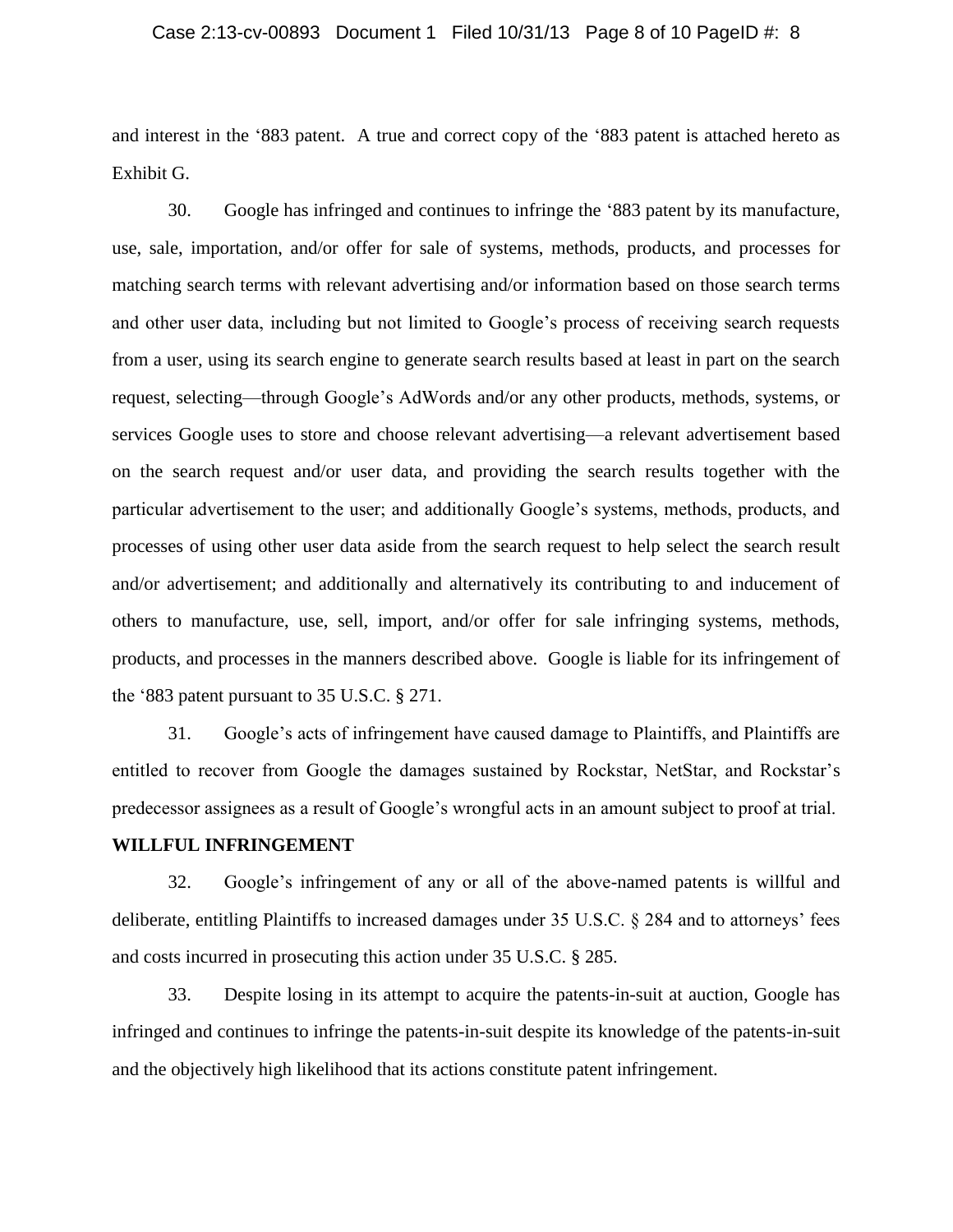and interest in the ‘883 patent. A true and correct copy of the ‘883 patent is attached hereto as Exhibit G.

30. Google has infringed and continues to infringe the ‘883 patent by its manufacture, use, sale, importation, and/or offer for sale of systems, methods, products, and processes for matching search terms with relevant advertising and/or information based on those search terms and other user data, including but not limited to Google’s process of receiving search requests from a user, using its search engine to generate search results based at least in part on the search request, selecting—through Google’s AdWords and/or any other products, methods, systems, or services Google uses to store and choose relevant advertising—a relevant advertisement based on the search request and/or user data, and providing the search results together with the particular advertisement to the user; and additionally Google’s systems, methods, products, and processes of using other user data aside from the search request to help select the search result and/or advertisement; and additionally and alternatively its contributing to and inducement of others to manufacture, use, sell, import, and/or offer for sale infringing systems, methods, products, and processes in the manners described above. Google is liable for its infringement of the ‘883 patent pursuant to 35 U.S.C. § 271.

31. Google’s acts of infringement have caused damage to Plaintiffs, and Plaintiffs are entitled to recover from Google the damages sustained by Rockstar, NetStar, and Rockstar’s predecessor assignees as a result of Google’s wrongful acts in an amount subject to proof at trial.

**WILLFUL INFRINGEMENT**

32. Google’s infringement of any or all of the above-named patents is willful and deliberate, entitling Plaintiffs to increased damages under 35 U.S.C. § 284 and to attorneys’ fees and costs incurred in prosecuting this action under 35 U.S.C. § 285.

33. Despite losing in its attempt to acquire the patents-in-suit at auction, Google has infringed and continues to infringe the patents-in-suit despite its knowledge of the patents-in-suit and the objectively high likelihood that its actions constitute patent infringement.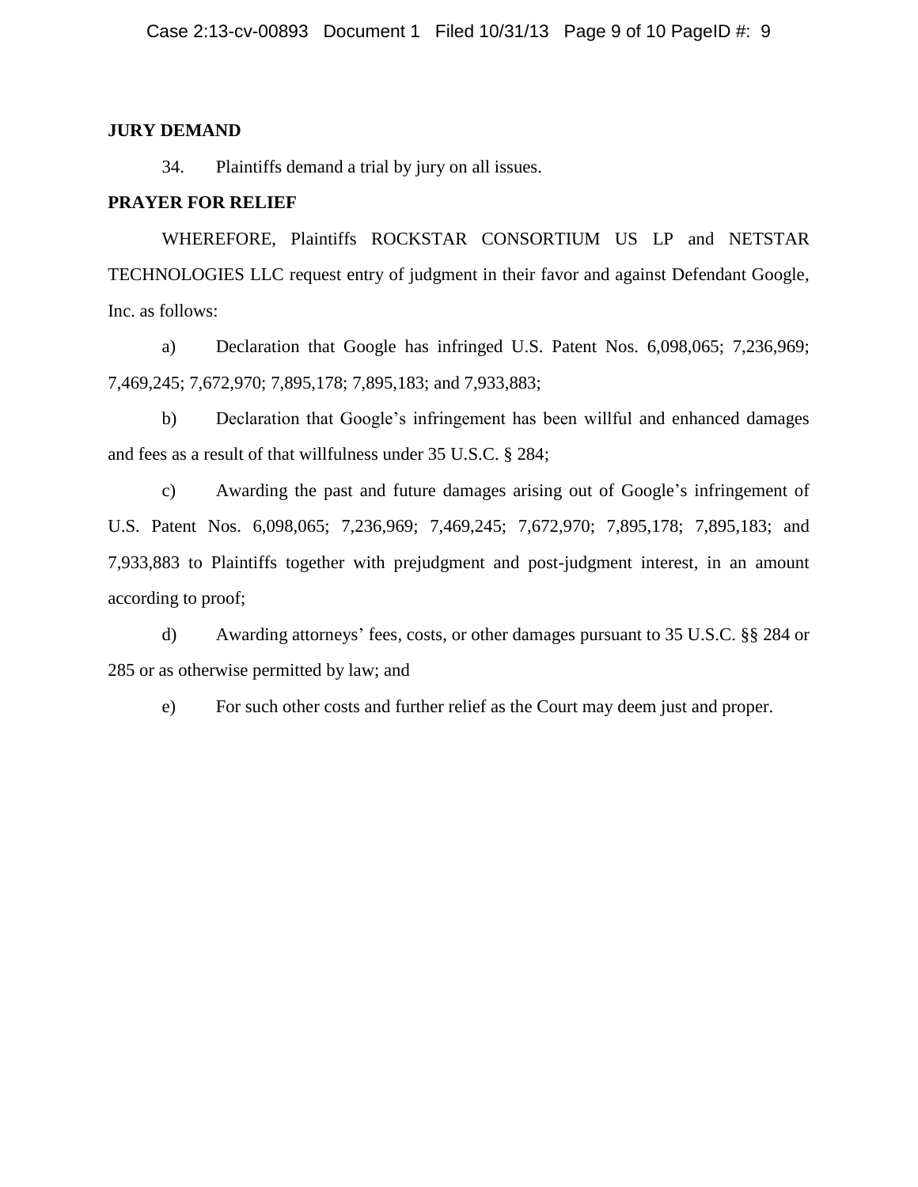## JURY DEMAND

34. Plaintiffs demand a trial by jury on all issues.

## PRAYER FOR RELIEF

WHEREFORE, Plaintiffs ROCKSTAR CONSORTIUM US LP and NETSTAR TECHNOLOGIES LLC request entry of judgment in their favor and against Defendant Google, Inc. as follows:

a) Declaration that Google has infringed U.S. Patent Nos. 6,098,065; 7,236,969; 7,469,245; 7,672,970; 7,895,178; 7,895,183; and 7,933,883;

b) Declaration that Google's infringement has been willful and enhanced damages and fees as a result of that willfulness under 35 U.S.C. § 284;

c) Awarding the past and future damages arising out of Google's infringement of U.S. Patent Nos. 6,098,065; 7,236,969; 7,469,245; 7,672,970; 7,895,178; 7,895,183; and 7,933,883 to Plaintiffs together with prejudgment and post-judgment interest, in an amount according to proof;

d) Awarding attorneys' fees, costs, or other damages pursuant to 35 U.S.C. §§ 284 or 285 or as otherwise permitted by law; and

e) For such other costs and further relief as the Court may deem just and proper.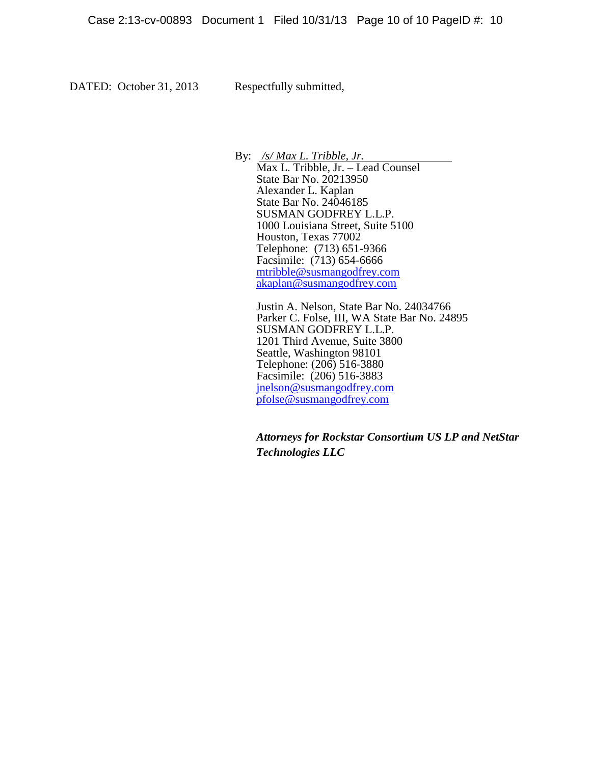DATED: October 31, 2013 Respectfully submitted,

By: */s/ Max L. Tribble, Jr.*  
Max L. Tribble, Jr. – Lead Counsel  
State Bar No. 20213950  
Alexander L. Kaplan  
State Bar No. 24046185  
SUSMAN GODFREY L.L.P.  
1000 Louisiana Street, Suite 5100  
Houston, Texas 77002  
Telephone: (713) 651-9366  
Facsimile: (713) 654-6666  
mtribble@susmangodfrey.com  
akaplan@susmangodfrey.com

Justin A. Nelson, State Bar No. 24034766  
Parker C. Folse, III, WA State Bar No. 24895  
SUSMAN GODFREY L.L.P.  
1201 Third Avenue, Suite 3800  
Seattle, Washington 98101  
Telephone: (206) 516-3880  
Facsimile: (206) 516-3883  
jnelson@susmangodfrey.com  
pfolse@susmangodfrey.com

***Attorneys for Rockstar Consortium US LP and NetStar Technologies LLC***